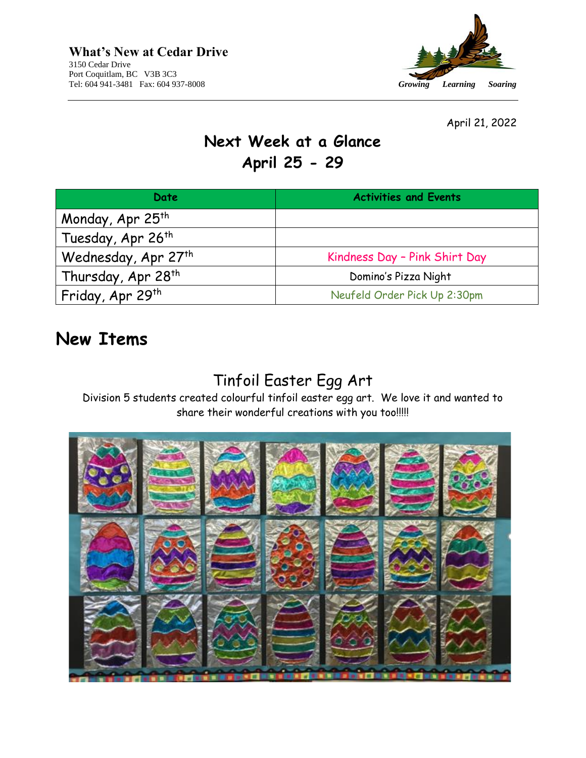**What's New at Cedar Drive**
3150 Cedar Drive
Port Coquitlam, BC V3B 3C3
Tel: 604 941-3481 Fax: 604 937-8008

*Growing Learning Soaring*

April 21, 2022

# Next Week at a Glance
# April 25 - 29

| Date | Activities and Events |
|---|---|
| Monday, Apr 25th | |
| Tuesday, Apr 26th | |
| Wednesday, Apr 27th | Kindness Day – Pink Shirt Day |
| Thursday, Apr 28th | Domino's Pizza Night |
| Friday, Apr 29th | Neufeld Order Pick Up 2:30pm |

## New Items

### Tinfoil Easter Egg Art

Division 5 students created colourful tinfoil easter egg art. We love it and wanted to share their wonderful creations with you too!!!!!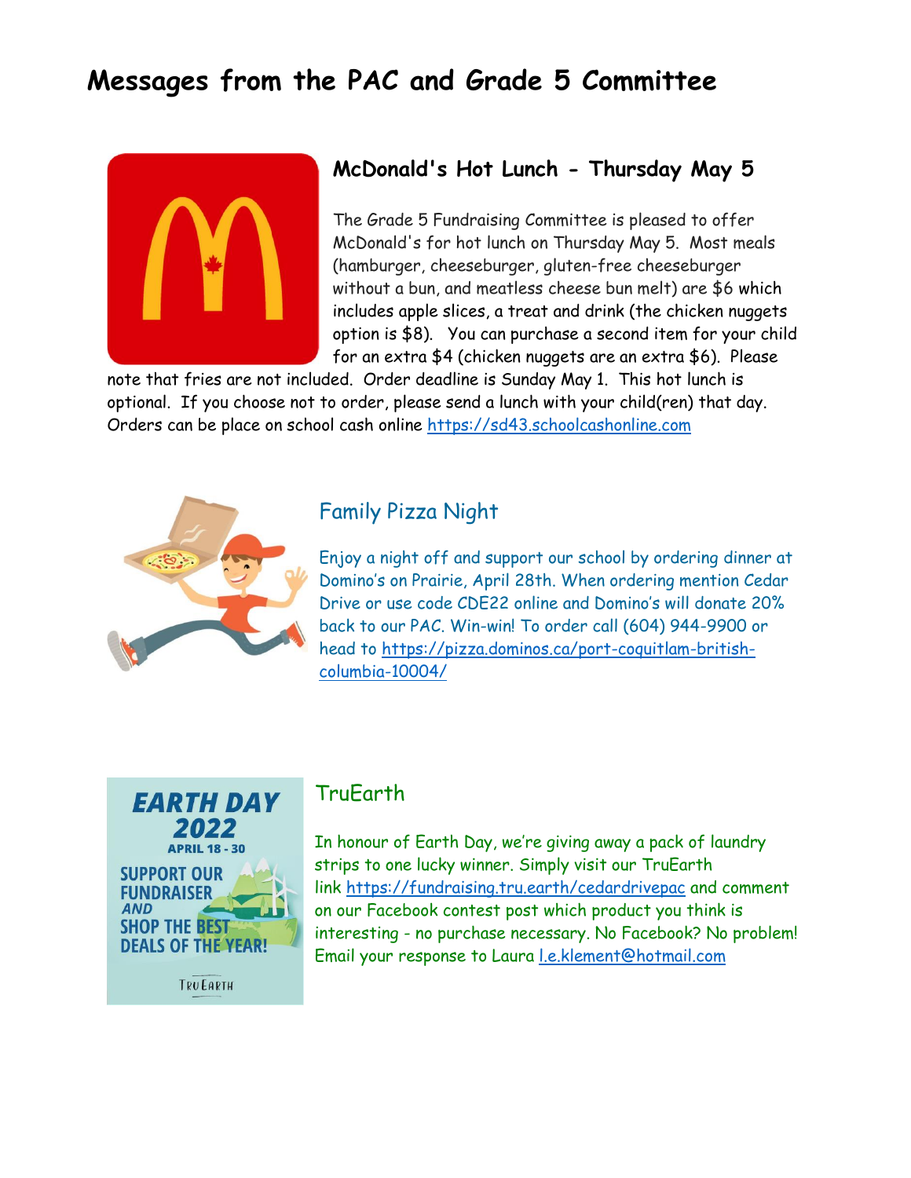# Messages from the PAC and Grade 5 Committee

## McDonald's Hot Lunch - Thursday May 5

The Grade 5 Fundraising Committee is pleased to offer McDonald's for hot lunch on Thursday May 5. Most meals (hamburger, cheeseburger, gluten-free cheeseburger without a bun, and meatless cheese bun melt) are $6 which includes apple slices, a treat and drink (the chicken nuggets option is $8). You can purchase a second item for your child for an extra $4 (chicken nuggets are an extra $6). Please note that fries are not included. Order deadline is Sunday May 1. This hot lunch is optional. If you choose not to order, please send a lunch with your child(ren) that day. Orders can be place on school cash online https://sd43.schoolcashonline.com

## Family Pizza Night

Enjoy a night off and support our school by ordering dinner at Domino's on Prairie, April 28th. When ordering mention Cedar Drive or use code CDE22 online and Domino's will donate 20% back to our PAC. Win-win! To order call (604) 944-9900 or head to https://pizza.dominos.ca/port-coquitlam-british-columbia-10004/

## TruEarth

In honour of Earth Day, we're giving away a pack of laundry strips to one lucky winner. Simply visit our TruEarth link https://fundraising.tru.earth/cedardrivepac and comment on our Facebook contest post which product you think is interesting - no purchase necessary. No Facebook? No problem! Email your response to Laura l.e.klement@hotmail.com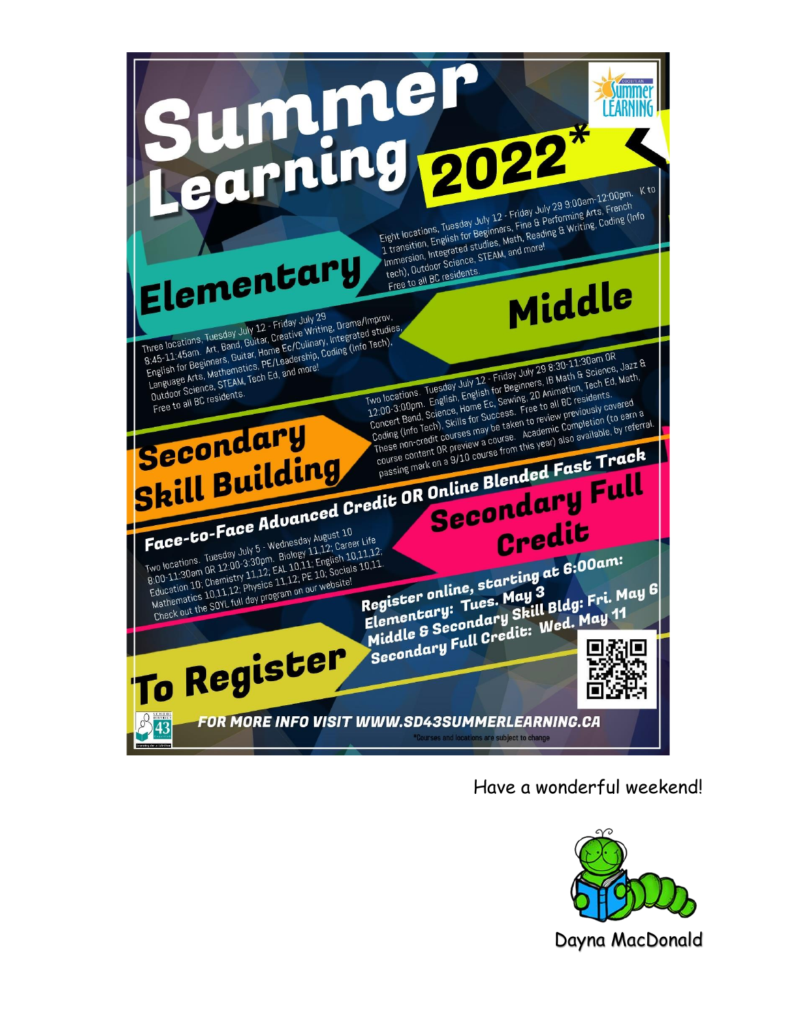# Summer Learning 2022*

Coquitlam Summer Learning

## Elementary

Eight locations, Tuesday July 12 - Friday July 29 9:00am-12:00pm. K to 1 transition, English for Beginners, Fine & Performing Arts, French Immersion, Integrated studies, Math, Reading & Writing, Coding (Info tech), Outdoor Science, STEAM, and more!
Free to all BC residents.

## Middle

Three locations, Tuesday July 12 - Friday July 29 8:45-11:45am. Art, Band, Guitar, Creative Writing, Drama/Improv, English for Beginners, Guitar, Home Ec/Culinary, Integrated studies, Language Arts, Mathematics, PE/Leadership, Coding (Info Tech), Outdoor Science, STEAM, Tech Ed, and more!
Free to all BC residents.

## Secondary Skill Building

Two locations. Tuesday July 12 - Friday July 29 8:30-11:30am OR 12:00-3:00pm. English, English for Beginners, IB Math & Science, Jazz & Concert Band, Science, Home Ec, Sewing, 2D Animation, Tech Ed, Math, Coding (Info Tech), Skills for Success. Free to all BC residents.
These non-credit courses may be taken to review previously covered course content OR preview a course. Academic Completion (to earn a passing mark on a 9/10 course from this year) also available, by referral.

## Secondary Full Credit

**Face-to-Face Advanced Credit OR Online Blended Fast Track**

Two locations. Tuesday July 5 - Wednesday August 10 8:00-11:30am OR 12:00-3:30pm. Biology 11,12; Career Life Education 10; Chemistry 11,12; EAL 10,11; English 10,11,12; Mathematics 10,11,12; Physics 11,12; PE 10; Socials 10,11.
Check out the SOYL full day program on our website!

## To Register

**Register online, starting at 6:00am:**
**Elementary: Tues. May 3**
**Middle & Secondary Skill Bldg: Fri. May 6**
**Secondary Full Credit: Wed. May 11**

***FOR MORE INFO VISIT WWW.SD43SUMMERLEARNING.CA***

*Courses and locations are subject to change

School District 43 Coquitlam

Have a wonderful weekend!

Dayna MacDonald